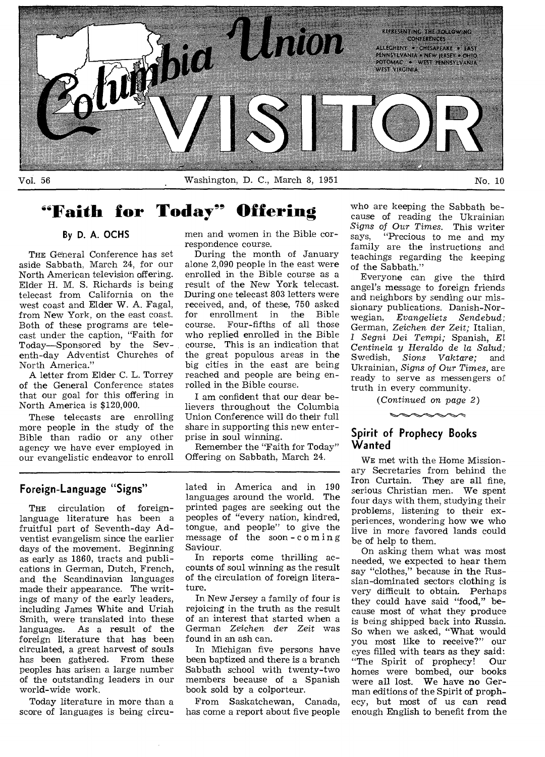# Columbia Union VISITOR

REPRESENTING THE FOLLOWING CONFERENCES: ALLEGHENY • CHESAPEAKE • EAST PENNSYLVANIA • NEW JERSEY • OHIO POTOMAC • WEST PENNSYLVANIA WEST VIRGINIA

Vol. 56 — Washington, D. C., March 8, 1951 — No. 10

## "Faith for Today" Offering

### By D. A. OCHS

THE General Conference has set aside Sabbath, March 24, for our North American television offering. Elder H. M. S. Richards is being telecast from California on the west coast and Elder W. A. Fagal, from New York, on the east coast. Both of these programs are telecast under the caption, "Faith for Today—Sponsored by the Seventh-day Adventist Churches of North America."

A letter from Elder C. L. Torrey of the General Conference states that our goal for this offering in North America is $120,000.

These telecasts are enrolling more people in the study of the Bible than radio or any other agency we have ever employed in our evangelistic endeavor to enroll men and women in the Bible correspondence course.

During the month of January alone 2,090 people in the east were enrolled in the Bible course as a result of the New York telecast. During one telecast 803 letters were received, and, of these, 750 asked for enrollment in the Bible course. Four-fifths of all those who replied enrolled in the Bible course. This is an indication that the great populous areas in the big cities in the east are being reached and people are being enrolled in the Bible course.

I am confident that our dear believers throughout the Columbia Union Conference will do their full share in supporting this new enterprise in soul winning.

Remember the "Faith for Today" Offering on Sabbath, March 24.

## Foreign-Language "Signs"

THE circulation of foreign-language literature has been a fruitful part of Seventh-day Adventist evangelism since the earlier days of the movement. Beginning as early as 1860, tracts and publications in German, Dutch, French, and the Scandinavian languages made their appearance. The writings of many of the early leaders, including James White and Uriah Smith, were translated into these languages. As a result of the foreign literature that has been circulated, a great harvest of souls has been gathered. From these peoples has arisen a large number of the outstanding leaders in our world-wide work.

Today literature in more than a score of languages is being circulated in America and in 190 languages around the world. The printed pages are seeking out the peoples of "every nation, kindred, tongue, and people" to give the message of the soon-coming Saviour.

In reports come thrilling accounts of soul winning as the result of the circulation of foreign literature.

In New Jersey a family of four is rejoicing in the truth as the result of an interest that started when a German *Zeichen der Zeit* was found in an ash can.

In Michigan five persons have been baptized and there is a branch Sabbath school with twenty-two members because of a Spanish book sold by a colporteur.

From Saskatchewan, Canada, has come a report about five people who are keeping the Sabbath because of reading the Ukrainian *Signs of Our Times*. This writer says, "Precious to me and my family are the instructions and teachings regarding the keeping of the Sabbath."

Everyone can give the third angel's message to foreign friends and neighbors by sending our missionary publications. Danish-Norwegian, *Evangeliets Sendebud;* German, *Zeichen der Zeit;* Italian, *I Segni Dei Tempi;* Spanish, *El Centinela y Heraldo de la Salud;* Swedish, *Sions Vaktare;* and Ukrainian, *Signs of Our Times,* are ready to serve as messengers of truth in every community.

*(Continued on page 2)*

## Spirit of Prophecy Books Wanted

WE met with the Home Missionary Secretaries from behind the Iron Curtain. They are all fine, serious Christian men. We spent four days with them, studying their problems, listening to their experiences, wondering how we who live in more favored lands could be of help to them.

On asking them what was most needed, we expected to hear them say "clothes," because in the Russian-dominated sectors clothing is very difficult to obtain. Perhaps they could have said "food," because most of what they produce is being shipped back into Russia. So when we asked, "What would you most like to receive?" our eyes filled with tears as they said: "The Spirit of prophecy! Our homes were bombed, our books were all lost. We have no German editions of the Spirit of prophecy, but most of us can read enough English to benefit from the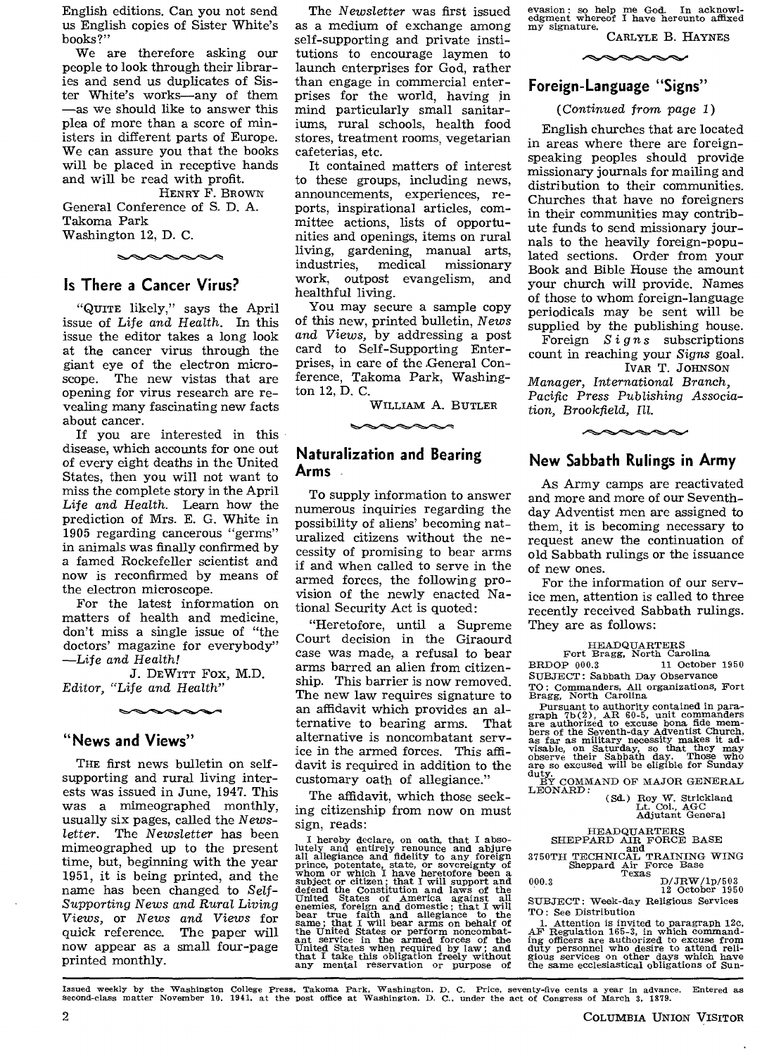English editions. Can you not send us English copies of Sister White's books?"

We are therefore asking our people to look through their libraries and send us duplicates of Sister White's works—any of them—as we should like to answer this plea of more than a score of ministers in different parts of Europe. We can assure you that the books will be placed in receptive hands and will be read with profit.

HENRY F. BROWN
General Conference of S. D. A.
Takoma Park
Washington 12, D. C.

## Is There a Cancer Virus?

"QUITE likely," says the April issue of *Life and Health*. In this issue the editor takes a long look at the cancer virus through the giant eye of the electron microscope. The new vistas that are opening for virus research are revealing many fascinating new facts about cancer.

If you are interested in this disease, which accounts for one out of every eight deaths in the United States, then you will not want to miss the complete story in the April *Life and Health*. Learn how the prediction of Mrs. E. G. White in 1905 regarding cancerous "germs" in animals was finally confirmed by a famed Rockefeller scientist and now is reconfirmed by means of the electron microscope.

For the latest information on matters of health and medicine, don't miss a single issue of "the doctors' magazine for everybody"—*Life and Health!*

J. DEWITT FOX, M.D.
*Editor, "Life and Health"*

## "News and Views"

THE first news bulletin on self-supporting and rural living interests was issued in June, 1947. This was a mimeographed monthly, usually six pages, called the *Newsletter*. The *Newsletter* has been mimeographed up to the present time, but, beginning with the year 1951, it is being printed, and the name has been changed to *Self-Supporting News and Rural Living Views*, or *News and Views* for quick reference. The paper will now appear as a small four-page printed monthly.

The *Newsletter* was first issued as a medium of exchange among self-supporting and private institutions to encourage laymen to launch enterprises for God, rather than engage in commercial enterprises for the world, having in mind particularly small sanitariums, rural schools, health food stores, treatment rooms, vegetarian cafeterias, etc.

It contained matters of interest to these groups, including news, announcements, experiences, reports, inspirational articles, committee actions, lists of opportunities and openings, items on rural living, gardening, manual arts, industries, medical missionary work, outpost evangelism, and healthful living.

You may secure a sample copy of this new, printed bulletin, *News and Views*, by addressing a post card to Self-Supporting Enterprises, in care of the General Conference, Takoma Park, Washington 12, D. C.

WILLIAM A. BUTLER

## Naturalization and Bearing Arms

To supply information to answer numerous inquiries regarding the possibility of aliens' becoming naturalized citizens without the necessity of promising to bear arms if and when called to serve in the armed forces, the following provision of the newly enacted National Security Act is quoted:

"Heretofore, until a Supreme Court decision in the Giraourd case was made, a refusal to bear arms barred an alien from citizenship. This barrier is now removed. The new law requires signature to an affidavit which provides an alternative to bearing arms. That alternative is noncombatant service in the armed forces. This affidavit is required in addition to the customary oath of allegiance."

The affidavit, which those seeking citizenship from now on must sign, reads:

I hereby declare, on oath, that I absolutely and entirely renounce and abjure all allegiance and fidelity to any foreign prince, potentate, state, or sovereignty of whom or which I have heretofore been a subject or citizen; that I will support and defend the Constitution and laws of the United States of America against all enemies, foreign and domestic; that I will bear true faith and allegiance to the same; that I will bear arms on behalf of the United States or perform noncombatant service in the armed forces of the United States when required by law; and that I take this obligation freely without any mental reservation or purpose of evasion: so help me God. In acknowledgment whereof I have hereunto affixed my signature.

CARLYLE B. HAYNES

## Foreign-Language "Signs"

*(Continued from page 1)*

English churches that are located in areas where there are foreign-speaking peoples should provide missionary journals for mailing and distribution to their communities. Churches that have no foreigners in their communities may contribute funds to send missionary journals to the heavily foreign-populated sections. Order from your Book and Bible House the amount your church will provide. Names of those to whom foreign-language periodicals may be sent will be supplied by the publishing house.

Foreign *Signs* subscriptions count in reaching your *Signs* goal.

IVAR T. JOHNSON
*Manager, International Branch, Pacific Press Publishing Association, Brookfield, Ill.*

## New Sabbath Rulings in Army

As Army camps are reactivated and more and more of our Seventh-day Adventist men are assigned to them, it is becoming necessary to request anew the continuation of old Sabbath rulings or the issuance of new ones.

For the information of our service men, attention is called to three recently received Sabbath rulings. They are as follows:

HEADQUARTERS
Fort Bragg, North Carolina
BRDOP 000.3 11 October 1950
SUBJECT: Sabbath Day Observance
TO: Commanders, All organizations, Fort Bragg, North Carolina

Pursuant to authority contained in paragraph 7b(2), AR 60-5, unit commanders are authorized to excuse bona fide members of the Seventh-day Adventist Church, as far as military necessity makes it advisable, on Saturday, so that they may observe their Sabbath day. Those who are so excused will be eligible for Sunday duty.

BY COMMAND OF MAJOR GENERAL LEONARD:
(Sd.) Roy W. Strickland
Lt. Col., AGC
Adjutant General

HEADQUARTERS
SHEPPARD AIR FORCE BASE
and
3750TH TECHNICAL TRAINING WING
Sheppard Air Force Base
Texas
000.3 D/JRW/1p/503
12 October 1950
SUBJECT: Week-day Religious Services
TO: See Distribution

1. Attention is invited to paragraph 12c, AF Regulation 165-3, in which commanding officers are authorized to excuse from duty personnel who desire to attend religious services on other days which have the same ecclesiastical obligations of Sun-

Issued weekly by the Washington College Press, Takoma Park, Washington, D. C. Price, seventy-five cents a year in advance. Entered as second-class matter November 10, 1941, at the post office at Washington, D. C., under the act of Congress of March 3, 1879.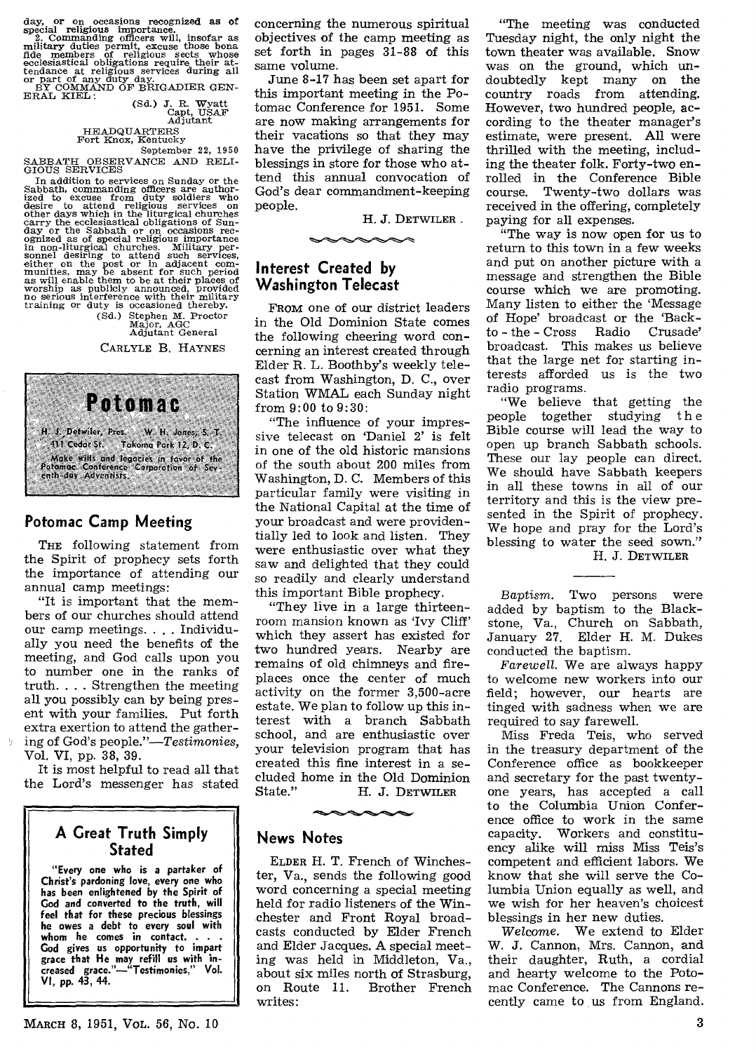day, or on occasions recognized as of special religious importance.

2. Commanding officers will, insofar as military duties permit, excuse those bona fide members of religious sects whose ecclesiastical obligations require their attendance at religious services during all or part of any duty day.

BY COMMAND OF BRIGADIER GENERAL KIEL:

(Sd.) J. R. Wyatt
Capt, USAF
Adjutant

HEADQUARTERS
Fort Knox, Kentucky
September 22, 1950

SABBATH OBSERVANCE AND RELIGIOUS SERVICES

In addition to services on Sunday or the Sabbath, commanding officers are authorized to excuse from duty soldiers who desire to attend religious services on other days which in the liturgical churches carry the ecclesiastical obligations of Sunday or the Sabbath or on occasions recognized as of special religious importance in non-liturgical churches. Military personnel desiring to attend such services, either on the post or in adjacent communities, may be absent for such period as will enable them to be at their places of worship as publicly announced, provided no serious interference with their military training or duty is occasioned thereby.

(Sd.) Stephen M. Proctor
Major, AGC
Adjutant General

CARLYLE B. HAYNES

# Potomac

H. J. Detwiler, Pres. W. H. Jones, S.-T.
411 Cedar St. Takoma Park 12, D. C.
Make wills and legacies in favor of the Potomac Conference Corporation of Seventh-day Adventists.

## Potomac Camp Meeting

THE following statement from the Spirit of prophecy sets forth the importance of attending our annual camp meetings:

"It is important that the members of our churches should attend our camp meetings. . . . Individually you need the benefits of the meeting, and God calls upon you to number one in the ranks of truth. . . . Strengthen the meeting all you possibly can by being present with your families. Put forth extra exertion to attend the gathering of God's people."—*Testimonies*, Vol. VI, pp. 38, 39.

It is most helpful to read all that the Lord's messenger has stated concerning the numerous spiritual objectives of the camp meeting as set forth in pages 31-88 of this same volume.

June 8-17 has been set apart for this important meeting in the Potomac Conference for 1951. Some are now making arrangements for their vacations so that they may have the privilege of sharing the blessings in store for those who attend this annual convocation of God's dear commandment-keeping people.

H. J. DETWILER

### A Great Truth Simply Stated

**"Every one who is a partaker of Christ's pardoning love, every one who has been enlightened by the Spirit of God and converted to the truth, will feel that for these precious blessings he owes a debt to every soul with whom he comes in contact. . . . God gives us opportunity to impart grace that He may refill us with increased grace."—"Testimonies," Vol. VI, pp. 43, 44.**

## Interest Created by Washington Telecast

FROM one of our district leaders in the Old Dominion State comes the following cheering word concerning an interest created through Elder R. L. Boothby's weekly telecast from Washington, D. C., over Station WMAL each Sunday night from 9:00 to 9:30:

"The influence of your impressive telecast on 'Daniel 2' is felt in one of the old historic mansions of the south about 200 miles from Washington, D. C. Members of this particular family were visiting in the National Capital at the time of your broadcast and were providentially led to look and listen. They were enthusiastic over what they saw and delighted that they could so readily and clearly understand this important Bible prophecy.

"They live in a large thirteen-room mansion known as 'Ivy Cliff' which they assert has existed for two hundred years. Nearby are remains of old chimneys and fireplaces once the center of much activity on the former 3,500-acre estate. We plan to follow up this interest with a branch Sabbath school, and are enthusiastic over your television program that has created this fine interest in a secluded home in the Old Dominion State."

H. J. DETWILER

## News Notes

ELDER H. T. French of Winchester, Va., sends the following good word concerning a special meeting held for radio listeners of the Winchester and Front Royal broadcasts conducted by Elder French and Elder Jacques. A special meeting was held in Middleton, Va., about six miles north of Strasburg, on Route 11. Brother French writes:

"The meeting was conducted Tuesday night, the only night the town theater was available. Snow was on the ground, which undoubtedly kept many on the country roads from attending. However, two hundred people, according to the theater manager's estimate, were present. All were thrilled with the meeting, including the theater folk. Forty-two enrolled in the Conference Bible course. Twenty-two dollars was received in the offering, completely paying for all expenses.

"The way is now open for us to return to this town in a few weeks and put on another picture with a message and strengthen the Bible course which we are promoting. Many listen to either the 'Message of Hope' broadcast or the 'Back-to-the-Cross Radio Crusade' broadcast. This makes us believe that the large net for starting interests afforded us is the two radio programs.

"We believe that getting the people together studying the Bible course will lead the way to open up branch Sabbath schools. These our lay people can direct. We should have Sabbath keepers in all these towns in all of our territory and this is the view presented in the Spirit of prophecy. We hope and pray for the Lord's blessing to water the seed sown."

H. J. DETWILER

*Baptism.* Two persons were added by baptism to the Blackstone, Va., Church on Sabbath, January 27. Elder H. M. Dukes conducted the baptism.

*Farewell.* We are always happy to welcome new workers into our field; however, our hearts are tinged with sadness when we are required to say farewell.

Miss Freda Teis, who served in the treasury department of the Conference office as bookkeeper and secretary for the past twenty-one years, has accepted a call to the Columbia Union Conference office to work in the same capacity. Workers and constituency alike will miss Miss Teis's competent and efficient labors. We know that she will serve the Columbia Union equally as well, and we wish for her heaven's choicest blessings in her new duties.

*Welcome.* We extend to Elder W. J. Cannon, Mrs. Cannon, and their daughter, Ruth, a cordial and hearty welcome to the Potomac Conference. The Cannons recently came to us from England.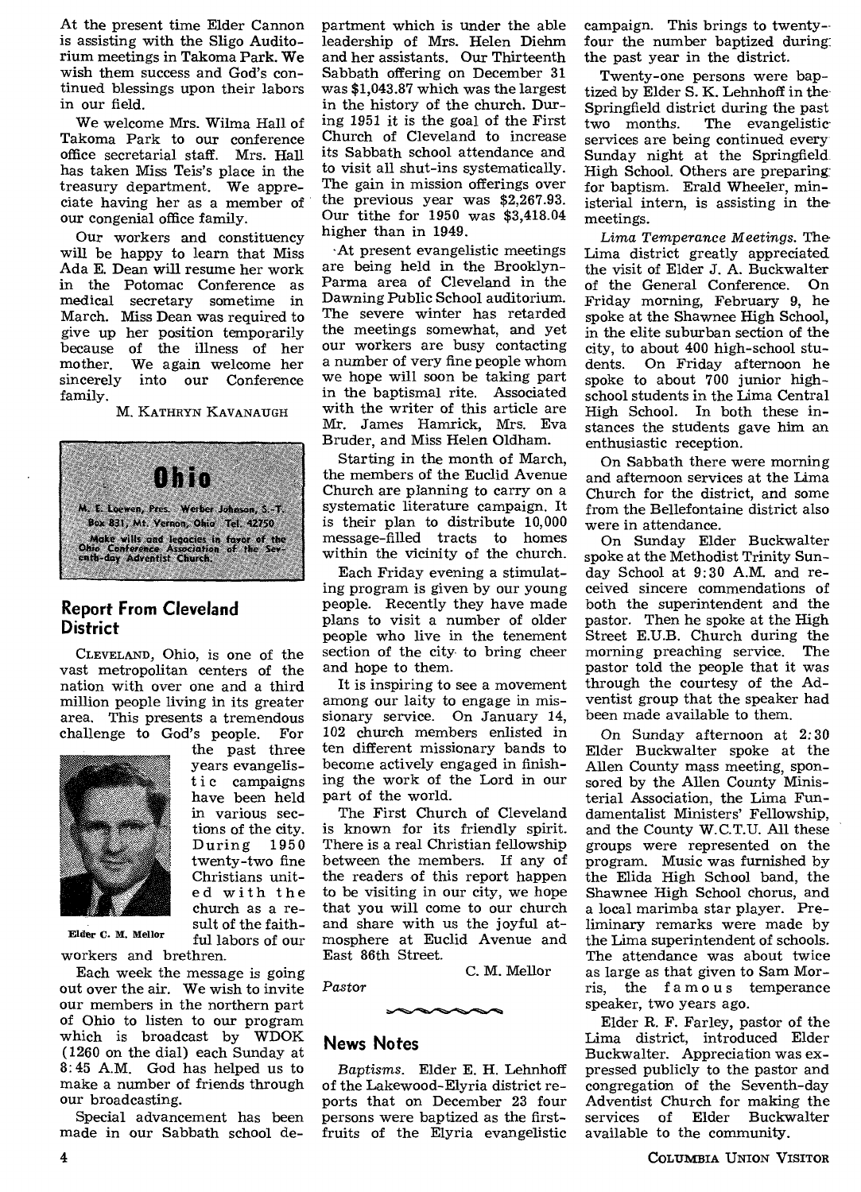At the present time Elder Cannon is assisting with the Sligo Auditorium meetings in Takoma Park. We wish them success and God's continued blessings upon their labors in our field.

We welcome Mrs. Wilma Hall of Takoma Park to our conference office secretarial staff. Mrs. Hall has taken Miss Teis's place in the treasury department. We appreciate having her as a member of our congenial office family.

Our workers and constituency will be happy to learn that Miss Ada E. Dean will resume her work in the Potomac Conference as medical secretary sometime in March. Miss Dean was required to give up her position temporarily because of the illness of her mother. We again welcome her sincerely into our Conference family.

M. KATHRYN KAVANAUGH

# Ohio

M. E. Loewen, Pres. Werber Johnson, S.-T.
Box 831, Mt. Vernon, Ohio Tel. 42750

Make wills and legacies in favor of the Ohio Conference Association of the Seventh-day Adventist Church.

## Report From Cleveland District

CLEVELAND, Ohio, is one of the vast metropolitan centers of the nation with over one and a third million people living in its greater area. This presents a tremendous challenge to God's people. For the past three years evangelistic campaigns have been held in various sections of the city. During 1950 twenty-two fine Christians united with the church as a result of the faithful labors of our workers and brethren.

Elder C. M. Mellor

Each week the message is going out over the air. We wish to invite our members in the northern part of Ohio to listen to our program which is broadcast by WDOK (1260 on the dial) each Sunday at 8:45 A.M. God has helped us to make a number of friends through our broadcasting.

Special advancement has been made in our Sabbath school department which is under the able leadership of Mrs. Helen Diehm and her assistants. Our Thirteenth Sabbath offering on December 31 was $1,043.87 which was the largest in the history of the church. During 1951 it is the goal of the First Church of Cleveland to increase its Sabbath school attendance and to visit all shut-ins systematically. The gain in mission offerings over the previous year was $2,267.93. Our tithe for 1950 was $3,418.04 higher than in 1949.

At present evangelistic meetings are being held in the Brooklyn-Parma area of Cleveland in the Dawning Public School auditorium. The severe winter has retarded the meetings somewhat, and yet our workers are busy contacting a number of very fine people whom we hope will soon be taking part in the baptismal rite. Associated with the writer of this article are Mr. James Hamrick, Mrs. Eva Bruder, and Miss Helen Oldham.

Starting in the month of March, the members of the Euclid Avenue Church are planning to carry on a systematic literature campaign. It is their plan to distribute 10,000 message-filled tracts to homes within the vicinity of the church.

Each Friday evening a stimulating program is given by our young people. Recently they have made plans to visit a number of older people who live in the tenement section of the city to bring cheer and hope to them.

It is inspiring to see a movement among our laity to engage in missionary service. On January 14, 102 church members enlisted in ten different missionary bands to become actively engaged in finishing the work of the Lord in our part of the world.

The First Church of Cleveland is known for its friendly spirit. There is a real Christian fellowship between the members. If any of the readers of this report happen to be visiting in our city, we hope that you will come to our church and share with us the joyful atmosphere at Euclid Avenue and East 86th Street.

C. M. MELLOR
*Pastor*

## News Notes

*Baptisms.* Elder E. H. Lehnhoff of the Lakewood-Elyria district reports that on December 23 four persons were baptized as the firstfruits of the Elyria evangelistic campaign. This brings to twenty-four the number baptized during the past year in the district.

Twenty-one persons were baptized by Elder S. K. Lehnhoff in the Springfield district during the past two months. The evangelistic services are being continued every Sunday night at the Springfield High School. Others are preparing for baptism. Erald Wheeler, ministerial intern, is assisting in the meetings.

*Lima Temperance Meetings.* The Lima district greatly appreciated the visit of Elder J. A. Buckwalter of the General Conference. On Friday morning, February 9, he spoke at the Shawnee High School, in the elite suburban section of the city, to about 400 high-school students. On Friday afternoon he spoke to about 700 junior high-school students in the Lima Central High School. In both these instances the students gave him an enthusiastic reception.

On Sabbath there were morning and afternoon services at the Lima Church for the district, and some from the Bellefontaine district also were in attendance.

On Sunday Elder Buckwalter spoke at the Methodist Trinity Sunday School at 9:30 A.M. and received sincere commendations of both the superintendent and the pastor. Then he spoke at the High Street E.U.B. Church during the morning preaching service. The pastor told the people that it was through the courtesy of the Adventist group that the speaker had been made available to them.

On Sunday afternoon at 2:30 Elder Buckwalter spoke at the Allen County mass meeting, sponsored by the Allen County Ministerial Association, the Lima Fundamentalist Ministers' Fellowship, and the County W.C.T.U. All these groups were represented on the program. Music was furnished by the Elida High School band, the Shawnee High School chorus, and a local marimba star player. Preliminary remarks were made by the Lima superintendent of schools. The attendance was about twice as large as that given to Sam Morris, the famous temperance speaker, two years ago.

Elder R. F. Farley, pastor of the Lima district, introduced Elder Buckwalter. Appreciation was expressed publicly to the pastor and congregation of the Seventh-day Adventist Church for making the services of Elder Buckwalter available to the community.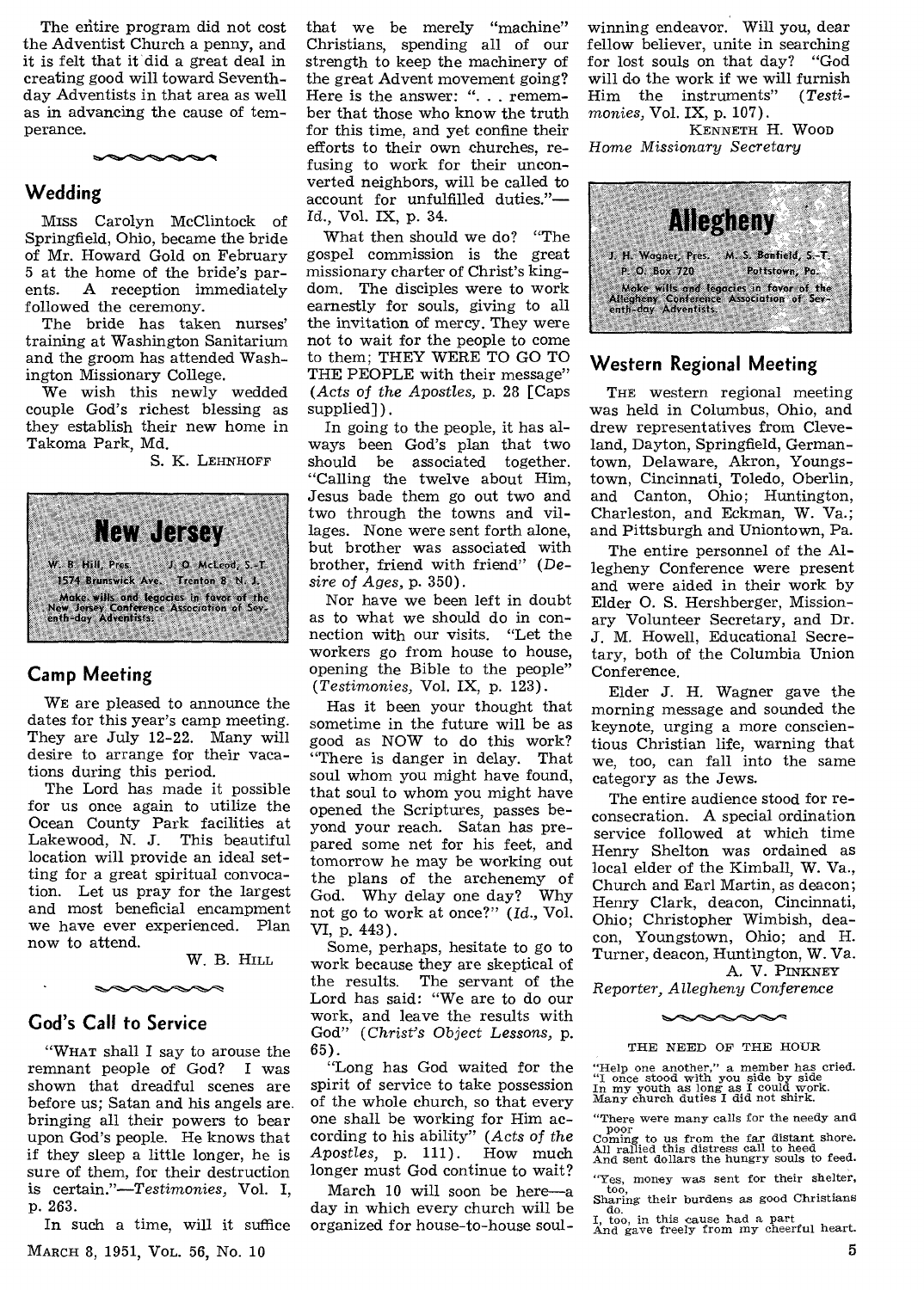The entire program did not cost the Adventist Church a penny, and it is felt that it did a great deal in creating good will toward Seventh-day Adventists in that area as well as in advancing the cause of temperance.

## Wedding

Miss Carolyn McClintock of Springfield, Ohio, became the bride of Mr. Howard Gold on February 5 at the home of the bride's parents. A reception immediately followed the ceremony.

The bride has taken nurses' training at Washington Sanitarium and the groom has attended Washington Missionary College.

We wish this newly wedded couple God's richest blessing as they establish their new home in Takoma Park, Md.

S. K. Lehnhoff

# New Jersey

W. B. Hill, Pres. J. O. McLeod, S.-T.
1574 Brunswick Ave. Trenton 8, N. J.

Make wills and legacies in favor of the New Jersey Conference Association of Seventh-day Adventists.

## Camp Meeting

We are pleased to announce the dates for this year's camp meeting. They are July 12-22. Many will desire to arrange for their vacations during this period.

The Lord has made it possible for us once again to utilize the Ocean County Park facilities at Lakewood, N. J. This beautiful location will provide an ideal setting for a great spiritual convocation. Let us pray for the largest and most beneficial encampment we have ever experienced. Plan now to attend.

W. B. Hill

## God's Call to Service

"What shall I say to arouse the remnant people of God? I was shown that dreadful scenes are before us; Satan and his angels are bringing all their powers to bear upon God's people. He knows that if they sleep a little longer, he is sure of them, for their destruction is certain."—*Testimonies*, Vol. I, p. 263.

In such a time, will it suffice that we be merely "machine" Christians, spending all of our strength to keep the machinery of the great Advent movement going? Here is the answer: ". . . remember that those who know the truth for this time, and yet confine their efforts to their own churches, refusing to work for their unconverted neighbors, will be called to account for unfulfilled duties."—*Id.*, Vol. IX, p. 34.

What then should we do? "The gospel commission is the great missionary charter of Christ's kingdom. The disciples were to work earnestly for souls, giving to all the invitation of mercy. They were not to wait for the people to come to them; THEY WERE TO GO TO THE PEOPLE with their message" (*Acts of the Apostles*, p. 28 [Caps supplied]).

In going to the people, it has always been God's plan that two should be associated together. "Calling the twelve about Him, Jesus bade them go out two and two through the towns and villages. None were sent forth alone, but brother was associated with brother, friend with friend" (*Desire of Ages*, p. 350).

Nor have we been left in doubt as to what we should do in connection with our visits. "Let the workers go from house to house, opening the Bible to the people" (*Testimonies*, Vol. IX, p. 123).

Has it been your thought that sometime in the future will be as good as NOW to do this work? "There is danger in delay. That soul whom you might have found, that soul to whom you might have opened the Scriptures, passes beyond your reach. Satan has prepared some net for his feet, and tomorrow he may be working out the plans of the archenemy of God. Why delay one day? Why not go to work at once?" (*Id.*, Vol. VI, p. 443).

Some, perhaps, hesitate to go to work because they are skeptical of the results. The servant of the Lord has said: "We are to do our work, and leave the results with God" (*Christ's Object Lessons*, p. 65).

"Long has God waited for the spirit of service to take possession of the whole church, so that every one shall be working for Him according to his ability" (*Acts of the Apostles*, p. 111). How much longer must God continue to wait?

March 10 will soon be here—a day in which every church will be organized for house-to-house soul-winning endeavor. Will you, dear fellow believer, unite in searching for lost souls on that day? "God will do the work if we will furnish Him the instruments" (*Testimonies*, Vol. IX, p. 107).

Kenneth H. Wood
*Home Missionary Secretary*

# Allegheny

J. H. Wagner, Pres. M. S. Banfield, S.-T.
P. O. Box 720 Pottstown, Pa.

Make wills and legacies in favor of the Allegheny Conference Association of Seventh-day Adventists.

## Western Regional Meeting

The western regional meeting was held in Columbus, Ohio, and drew representatives from Cleveland, Dayton, Springfield, Germantown, Delaware, Akron, Youngstown, Cincinnati, Toledo, Oberlin, and Canton, Ohio; Huntington, Charleston, and Eckman, W. Va.; and Pittsburgh and Uniontown, Pa.

The entire personnel of the Allegheny Conference were present and were aided in their work by Elder O. S. Hershberger, Missionary Volunteer Secretary, and Dr. J. M. Howell, Educational Secretary, both of the Columbia Union Conference.

Elder J. H. Wagner gave the morning message and sounded the keynote, urging a more conscientious Christian life, warning that we, too, can fall into the same category as the Jews.

The entire audience stood for reconsecration. A special ordination service followed at which time Henry Shelton was ordained as local elder of the Kimball, W. Va., Church and Earl Martin, as deacon; Henry Clark, deacon, Cincinnati, Ohio; Christopher Wimbish, deacon, Youngstown, Ohio; and H. Turner, deacon, Huntington, W. Va.

A. V. Pinkney
*Reporter, Allegheny Conference*

### THE NEED OF THE HOUR

"Help one another," a member has cried.
"I once stood with you side by side
In my youth as long as I could work.
Many church duties I did not shirk.

"There were many calls for the needy and poor
Coming to us from the far distant shore.
All rallied this distress call to heed
And sent dollars the hungry souls to feed.

"Yes, money was sent for their shelter, too,
Sharing their burdens as good Christians do.
I, too, in this cause had a part
And gave freely from my cheerful heart.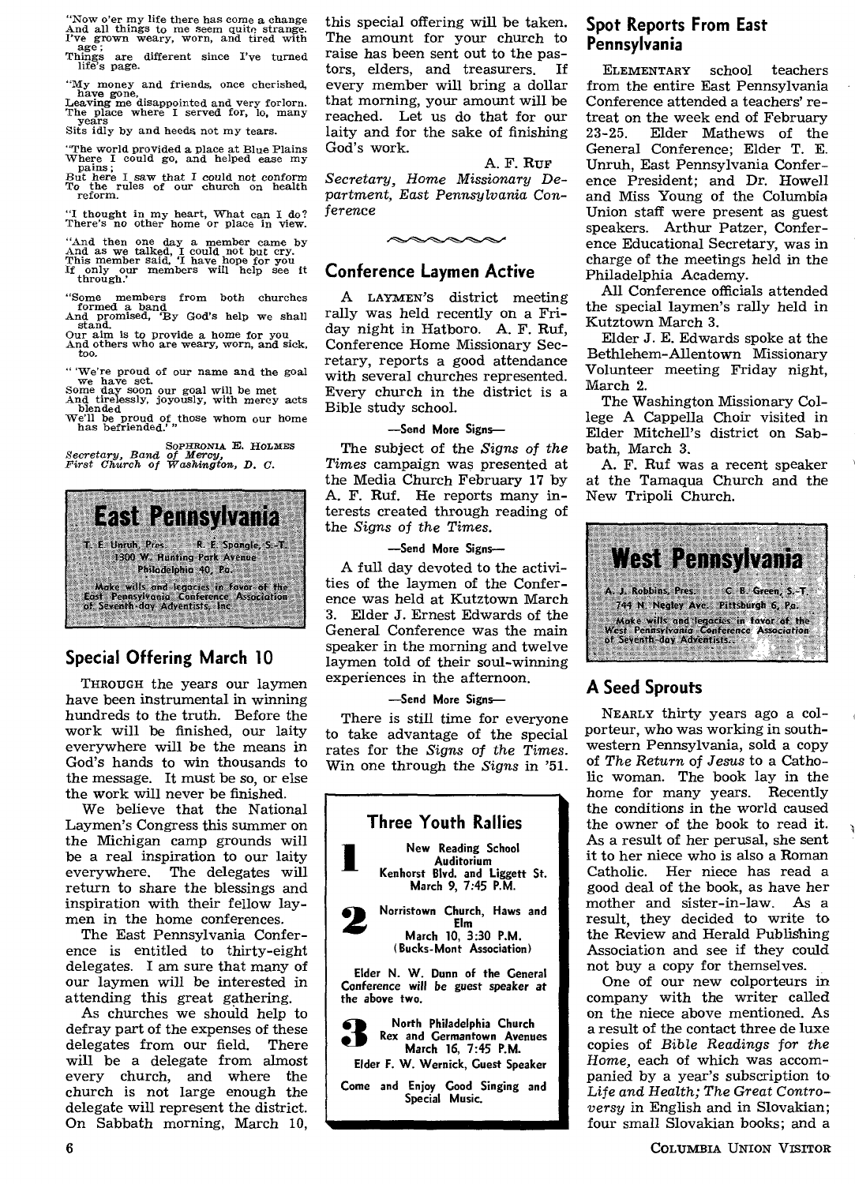"Now o'er my life there has come a change
And all things to me seem quite strange.
I've grown weary, worn, and tired with age;
Things are different since I've turned life's page.

"My money and friends, once cherished, have gone,
Leaving me disappointed and very forlorn.
The place where I served for, lo, many years
Sits idly by and heeds not my tears.

"The world provided a place at Blue Plains
Where I could go, and helped ease my pains;
But here I saw that I could not conform
To the rules of our church on health reform.

"I thought in my heart, What can I do?
There's no other home or place in view.

"And then one day a member came by
And as we talked, I could not but cry.
This member said, 'I have hope for you
If only our members will help see it through.'

"Some members from both churches formed a band
And promised, 'By God's help we shall stand.
Our aim is to provide a home for you
And others who are weary, worn, and sick, too.

"'We're proud of our name and the goal we have set.
Some day soon our goal will be met
And tirelessly, joyously, with mercy acts blended
We'll be proud of those whom our home has befriended.'"

SOPHRONIA E. HOLMES
*Secretary, Band of Mercy, First Church of Washington, D. C.*

# East Pennsylvania

T. E. Unruh, Pres. R. E. Spangle, S.-T.
1300 W. Hunting Park Avenue
Philadelphia 40, Pa.

Make wills and legacies in favor of the East Pennsylvania Conference Association of Seventh-day Adventists, Inc.

## Special Offering March 10

THROUGH the years our laymen have been instrumental in winning hundreds to the truth. Before the work will be finished, our laity everywhere will be the means in God's hands to win thousands to the message. It must be so, or else the work will never be finished.

We believe that the National Laymen's Congress this summer on the Michigan camp grounds will be a real inspiration to our laity everywhere. The delegates will return to share the blessings and inspiration with their fellow laymen in the home conferences.

The East Pennsylvania Conference is entitled to thirty-eight delegates. I am sure that many of our laymen will be interested in attending this great gathering.

As churches we should help to defray part of the expenses of these delegates from our field. There will be a delegate from almost every church, and where the church is not large enough the delegate will represent the district. On Sabbath morning, March 10, this special offering will be taken. The amount for your church to raise has been sent out to the pastors, elders, and treasurers. If every member will bring a dollar that morning, your amount will be reached. Let us do that for our laity and for the sake of finishing God's work.

A. F. RUF
*Secretary, Home Missionary Department, East Pennsylvania Conference*

## Conference Laymen Active

A LAYMEN'S district meeting rally was held recently on a Friday night in Hatboro. A. F. Ruf, Conference Home Missionary Secretary, reports a good attendance with several churches represented. Every church in the district is a Bible study school.

—Send More Signs—

The subject of the *Signs of the Times* campaign was presented at the Media Church February 17 by A. F. Ruf. He reports many interests created through reading of the *Signs of the Times.*

—Send More Signs—

A full day devoted to the activities of the laymen of the Conference was held at Kutztown March 3. Elder J. Ernest Edwards of the General Conference was the main speaker in the morning and twelve laymen told of their soul-winning experiences in the afternoon.

—Send More Signs—

There is still time for everyone to take advantage of the special rates for the *Signs of the Times.* Win one through the *Signs* in '51.

### Three Youth Rallies

**1** New Reading School Auditorium
Kenhorst Blvd. and Liggett St.
March 9, 7:45 P.M.

**2** Norristown Church, Haws and Elm
March 10, 3:30 P.M.
(Bucks-Mont Association)

Elder N. W. Dunn of the General Conference will be guest speaker at the above two.

**3** North Philadelphia Church
Rex and Germantown Avenues
March 16, 7:45 P.M.

Elder F. W. Wernick, Guest Speaker

Come and Enjoy Good Singing and Special Music.

## Spot Reports From East Pennsylvania

ELEMENTARY school teachers from the entire East Pennsylvania Conference attended a teachers' retreat on the week end of February 23-25. Elder Mathews of the General Conference; Elder T. E. Unruh, East Pennsylvania Conference President; and Dr. Howell and Miss Young of the Columbia Union staff were present as guest speakers. Arthur Patzer, Conference Educational Secretary, was in charge of the meetings held in the Philadelphia Academy.

All Conference officials attended the special laymen's rally held in Kutztown March 3.

Elder J. E. Edwards spoke at the Bethlehem-Allentown Missionary Volunteer meeting Friday night, March 2.

The Washington Missionary College A Cappella Choir visited in Elder Mitchell's district on Sabbath, March 3.

A. F. Ruf was a recent speaker at the Tamaqua Church and the New Tripoli Church.

# West Pennsylvania

A. J. Robbins, Pres. C. B. Green, S.-T.
744 N. Negley Ave. Pittsburgh 6, Pa.

Make wills and legacies in favor of the West Pennsylvania Conference Association of Seventh-day Adventists.

## A Seed Sprouts

NEARLY thirty years ago a colporteur, who was working in southwestern Pennsylvania, sold a copy of *The Return of Jesus* to a Catholic woman. The book lay in the home for many years. Recently the conditions in the world caused the owner of the book to read it. As a result of her perusal, she sent it to her niece who is also a Roman Catholic. Her niece has read a good deal of the book, as have her mother and sister-in-law. As a result, they decided to write to the Review and Herald Publishing Association and see if they could not buy a copy for themselves.

One of our new colporteurs in company with the writer called on the niece above mentioned. As a result of the contact three de luxe copies of *Bible Readings for the Home,* each of which was accompanied by a year's subscription to *Life and Health; The Great Controversy* in English and in Slovakian; four small Slovakian books; and a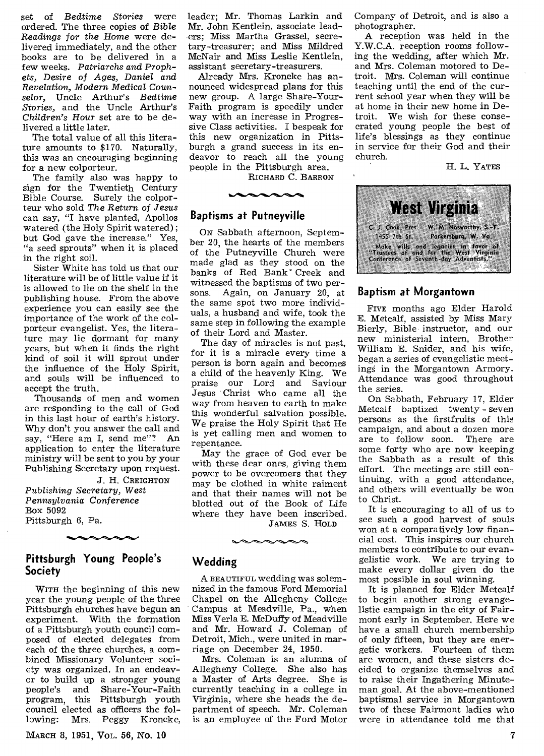set of *Bedtime Stories* were ordered. The three copies of *Bible Readings for the Home* were delivered immediately, and the other books are to be delivered in a few weeks. *Patriarchs and Prophets, Desire of Ages, Daniel and Revelation, Modern Medical Counselor,* Uncle Arthur's *Bedtime Stories,* and the Uncle Arthur's *Children's Hour* set are to be delivered a little later.

The total value of all this literature amounts to $170. Naturally, this was an encouraging beginning for a new colporteur.

The family also was happy to sign for the Twentieth Century Bible Course. Surely the colporteur who sold *The Return of Jesus* can say, "I have planted, Apollos watered (the Holy Spirit watered); but God gave the increase." Yes, "a seed sprouts" when it is placed in the right soil.

Sister White has told us that our literature will be of little value if it is allowed to lie on the shelf in the publishing house. From the above experience you can easily see the importance of the work of the colporteur evangelist. Yes, the literature may lie dormant for many years, but when it finds the right kind of soil it will sprout under the influence of the Holy Spirit, and souls will be influenced to accept the truth.

Thousands of men and women are responding to the call of God in this last hour of earth's history. Why don't you answer the call and say, "Here am I, send me"? An application to enter the literature ministry will be sent to you by your Publishing Secretary upon request.

J. H. CREIGHTON
*Publishing Secretary, West Pennsylvania Conference*
Box 5092
Pittsburgh 6, Pa.

## Pittsburgh Young People's Society

WITH the beginning of this new year the young people of the three Pittsburgh churches have begun an experiment. With the formation of a Pittsburgh youth council composed of elected delegates from each of the three churches, a combined Missionary Volunteer society was organized. In an endeavor to build up a stronger young people's and Share-Your-Faith program, this Pittsburgh youth council elected as officers the following: Mrs. Peggy Kroncke, leader; Mr. Thomas Larkin and Mr. John Kentlein, associate leaders; Miss Martha Grassel, secretary-treasurer; and Miss Mildred McNair and Miss Leslie Kentlein, assistant secretary-treasurers.

Already Mrs. Kroncke has announced widespread plans for this new group. A large Share-Your-Faith program is speedily under way with an increase in Progressive Class activities. I bespeak for this new organization in Pittsburgh a grand success in its endeavor to reach all the young people in the Pittsburgh area.

RICHARD C. BARRON

## Baptisms at Putneyville

ON Sabbath afternoon, September 20, the hearts of the members of the Putneyville Church were made glad as they stood on the banks of Red Bank Creek and witnessed the baptisms of two persons. Again, on January 20, at the same spot two more individuals, a husband and wife, took the same step in following the example of their Lord and Master.

The day of miracles is not past, for it is a miracle every time a person is born again and becomes a child of the heavenly King. We praise our Lord and Saviour Jesus Christ who came all the way from heaven to earth to make this wonderful salvation possible. We praise the Holy Spirit that He is yet calling men and women to repentance.

May the grace of God ever be with these dear ones, giving them power to be overcomers that they may be clothed in white raiment and that their names will not be blotted out of the Book of Life where they have been inscribed.

JAMES S. HOLD

## Wedding

A BEAUTIFUL wedding was solemnized in the famous Ford Memorial Chapel on the Allegheny College Campus at Meadville, Pa., when Miss Verla E. McDuffy of Meadville and Mr. Howard J. Coleman of Detroit, Mich., were united in marriage on December 24, 1950.

Mrs. Coleman is an alumna of Allegheny College. She also has a Master of Arts degree. She is currently teaching in a college in Virginia, where she heads the department of speech. Mr. Coleman is an employee of the Ford Motor Company of Detroit, and is also a photographer.

A reception was held in the Y.W.C.A. reception rooms following the wedding, after which Mr. and Mrs. Coleman motored to Detroit. Mrs. Coleman will continue teaching until the end of the current school year when they will be at home in their new home in Detroit. We wish for these consecrated young people the best of life's blessings as they continue in service for their God and their church.

H. L. YATES

# West Virginia

C. J. Coon, Pres. W. M. Nosworthy, S.-T.
1455 7th St. Parkersburg, W. Va.
Make wills and legacies in favor of "Trustees of and for the West Virginia Conference of Seventh-day Adventists."

## Baptism at Morgantown

FIVE months ago Elder Harold E. Metcalf, assisted by Miss Mary Bierly, Bible instructor, and our new ministerial intern, Brother William E. Snider, and his wife, began a series of evangelistic meetings in the Morgantown Armory. Attendance was good throughout the series.

On Sabbath, February 17, Elder Metcalf baptized twenty-seven persons as the firstfruits of this campaign, and about a dozen more are to follow soon. There are some forty who are now keeping the Sabbath as a result of this effort. The meetings are still continuing, with a good attendance, and others will eventually be won to Christ.

It is encouraging to all of us to see such a good harvest of souls won at a comparatively low financial cost. This inspires our church members to contribute to our evangelistic work. We are trying to make every dollar given do the most possible in soul winning.

It is planned for Elder Metcalf to begin another strong evangelistic campaign in the city of Fairmont early in September. Here we have a small church membership of only fifteen, but they are energetic workers. Fourteen of them are women, and these sisters decided to organize themselves and to raise their Ingathering Minuteman goal. At the above-mentioned baptismal service in Morgantown two of these Fairmont ladies who were in attendance told me that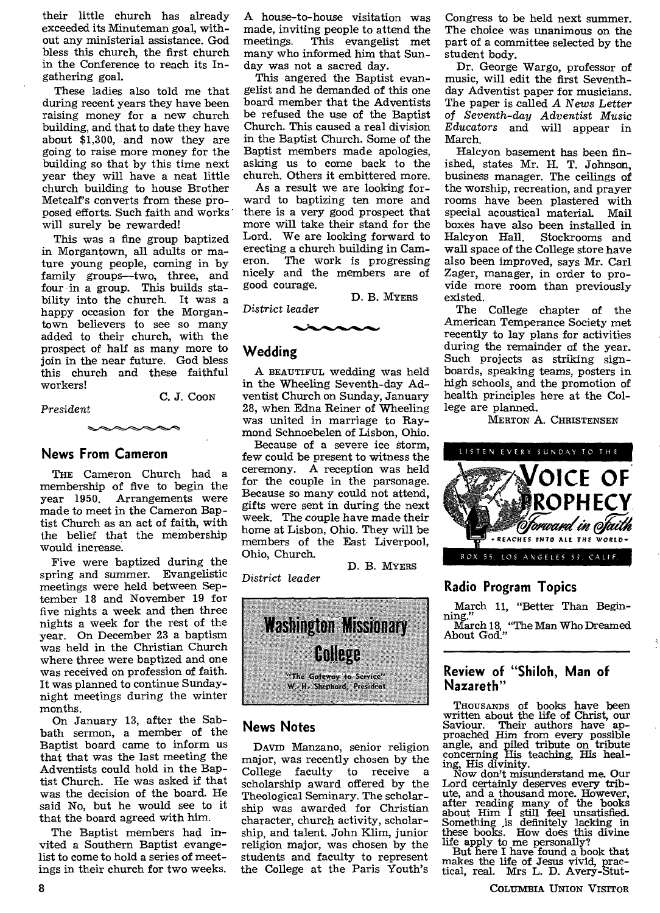their little church has already exceeded its Minuteman goal, without any ministerial assistance. God bless this church, the first church in the Conference to reach its Ingathering goal.

These ladies also told me that during recent years they have been raising money for a new church building, and that to date they have about $1,300, and now they are going to raise more money for the building so that by this time next year they will have a neat little church building to house Brother Metcalf's converts from these proposed efforts. Such faith and works will surely be rewarded!

This was a fine group baptized in Morgantown, all adults or mature young people, coming in by family groups—two, three, and four in a group. This builds stability into the church. It was a happy occasion for the Morgantown believers to see so many added to their church, with the prospect of half as many more to join in the near future. God bless this church and these faithful workers!

C. J. Coon

*President*

## News From Cameron

The Cameron Church had a membership of five to begin the year 1950. Arrangements were made to meet in the Cameron Baptist Church as an act of faith, with the belief that the membership would increase.

Five were baptized during the spring and summer. Evangelistic meetings were held between September 18 and November 19 for five nights a week and then three nights a week for the rest of the year. On December 23 a baptism was held in the Christian Church where three were baptized and one was received on profession of faith. It was planned to continue Sunday-night meetings during the winter months.

On January 13, after the Sabbath sermon, a member of the Baptist board came to inform us that that was the last meeting the Adventists could hold in the Baptist Church. He was asked if that was the decision of the board. He said No, but he would see to it that the board agreed with him.

The Baptist members had invited a Southern Baptist evangelist to come to hold a series of meetings in their church for two weeks. A house-to-house visitation was made, inviting people to attend the meetings. This evangelist met many who informed him that Sunday was not a sacred day.

This angered the Baptist evangelist and he demanded of this one board member that the Adventists be refused the use of the Baptist Church. This caused a real division in the Baptist Church. Some of the Baptist members made apologies, asking us to come back to the church. Others it embittered more.

As a result we are looking forward to baptizing ten more and there is a very good prospect that more will take their stand for the Lord. We are looking forward to erecting a church building in Cameron. The work is progressing nicely and the members are of good courage.

D. B. Myers

*District leader*

## Wedding

A beautiful wedding was held in the Wheeling Seventh-day Adventist Church on Sunday, January 28, when Edna Reiner of Wheeling was united in marriage to Raymond Schnoebelen of Lisbon, Ohio.

Because of a severe ice storm, few could be present to witness the ceremony. A reception was held for the couple in the parsonage. Because so many could not attend, gifts were sent in during the next week. The couple have made their home at Lisbon, Ohio. They will be members of the East Liverpool, Ohio, Church.

D. B. Myers

*District leader*

# Washington Missionary College

"The Gateway to Service"
W. H. Shephard, President

## News Notes

David Manzano, senior religion major, was recently chosen by the College faculty to receive a scholarship award offered by the Theological Seminary. The scholarship was awarded for Christian character, church activity, scholarship, and talent. John Klim, junior religion major, was chosen by the students and faculty to represent the College at the Paris Youth's Congress to be held next summer. The choice was unanimous on the part of a committee selected by the student body.

Dr. George Wargo, professor of music, will edit the first Seventh-day Adventist paper for musicians. The paper is called *A News Letter of Seventh-day Adventist Music Educators* and will appear in March.

Halcyon basement has been finished, states Mr. H. T. Johnson, business manager. The ceilings of the worship, recreation, and prayer rooms have been plastered with special acoustical material. Mail boxes have also been installed in Halcyon Hall. Stockrooms and wall space of the College store have also been improved, says Mr. Carl Zager, manager, in order to provide more room than previously existed.

The College chapter of the American Temperance Society met recently to lay plans for activities during the remainder of the year. Such projects as striking signboards, speaking teams, posters in high schools, and the promotion of health principles here at the College are planned.

Merton A. Christensen

LISTEN EVERY SUNDAY TO THE
VOICE OF PROPHECY
*Forward in Faith*
• REACHES INTO ALL THE WORLD •
BOX 55, LOS ANGELES 53, CALIF.

## Radio Program Topics

March 11, "Better Than Beginning."
March 18, "The Man Who Dreamed About God."

## Review of "Shiloh, Man of Nazareth"

Thousands of books have been written about the life of Christ, our Saviour. Their authors have approached Him from every possible angle, and piled tribute on tribute concerning His teaching, His healing, His divinity.

Now don't misunderstand me. Our Lord certainly deserves every tribute, and a thousand more. However, after reading many of the books about Him I still feel unsatisfied. Something is definitely lacking in these books. How does this divine life apply to me personally?

But here I have found a book that makes the life of Jesus vivid, practical, real. Mrs L. D. Avery-Stut-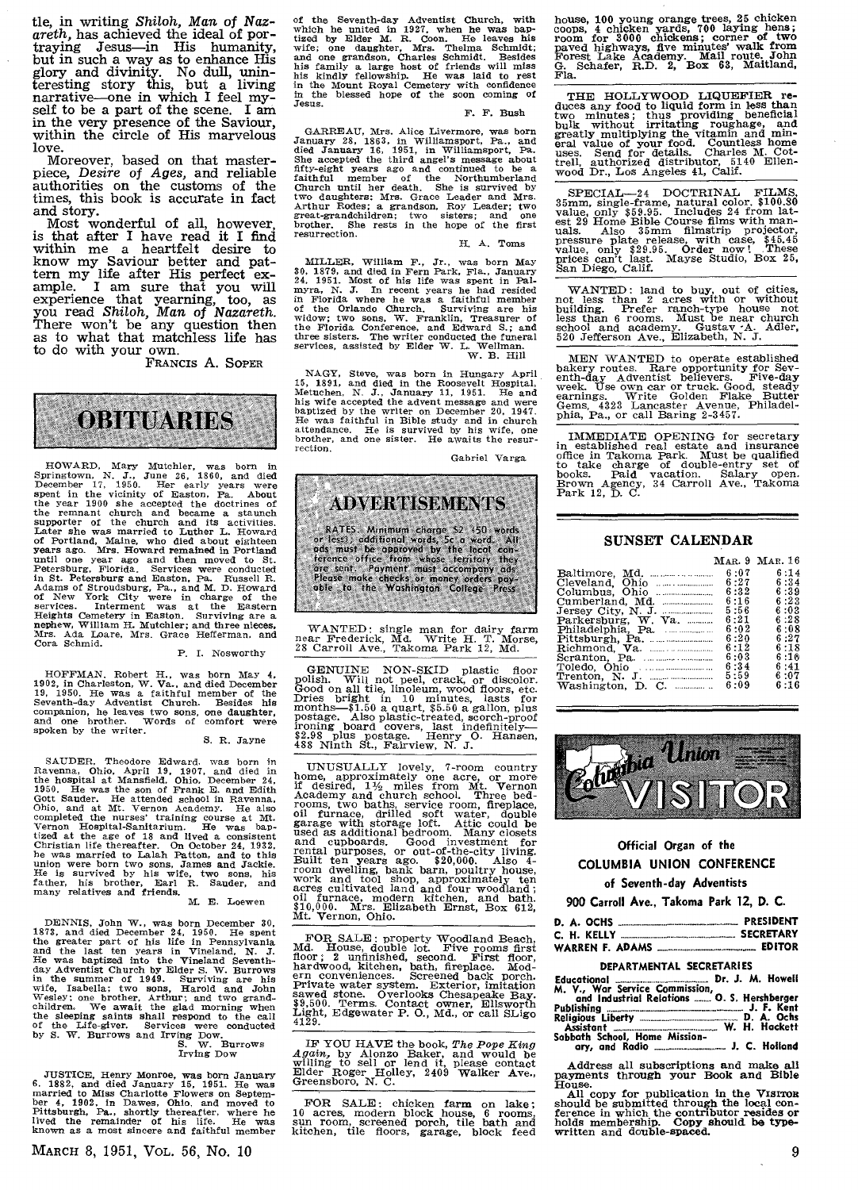tle, in writing *Shiloh, Man of Nazareth*, has achieved the ideal of portraying Jesus—in His humanity, but in such a way as to enhance His glory and divinity. No dull, uninteresting story this, but a living narrative—one in which I feel myself to be a part of the scene. I am in the very presence of the Saviour, within the circle of His marvelous love.

Moreover, based on that masterpiece, *Desire of Ages*, and reliable authorities on the customs of the times, this book is accurate in fact and story.

Most wonderful of all, however, is that after I have read it I find within me a heartfelt desire to know my Saviour better and pattern my life after His perfect example. I am sure that you will experience that yearning, too, as you read *Shiloh, Man of Nazareth*. There won't be any question then as to what that matchless life has to do with your own.

FRANCIS A. SOPER

# OBITUARIES

HOWARD, Mary Mutchler, was born in Springtown, N. J., June 26, 1860, and died December 17, 1950. Her early years were spent in the vicinity of Easton, Pa. About the year 1900 she accepted the doctrines of the remnant church and became a staunch supporter of the church and its activities. Later she was married to Luther L. Howard of Portland, Maine, who died about eighteen years ago. Mrs. Howard remained in Portland until one year ago and then moved to St. Petersburg, Florida. Services were conducted in St. Petersburg and Easton, Pa. Russell R. Adams of Stroudsburg, Pa., and M. D. Howard of New York City were in charge of the services. Interment was at the Eastern Heights Cemetery in Easton. Surviving are a nephew, William H. Mutchler; and three nieces, Mrs. Ada Loare, Mrs. Grace Hefferman, and Cora Schmid.

P. I. Nosworthy

HOFFMAN, Robert H., was born May 4, 1902, in Charleston, W. Va., and died December 19, 1950. He was a faithful member of the Seventh-day Adventist Church. Besides his companion, he leaves two sons, one daughter, and one brother. Words of comfort were spoken by the writer.

S. R. Jayne

SAUDER, Theodore Edward, was born in Ravenna, Ohio, April 19, 1907, and died in the hospital at Mansfield, Ohio, December 24, 1950. He was the son of Frank E. and Edith Gott Sauder. He attended school in Ravenna, Ohio, and at Mt. Vernon Academy. He also completed the nurses' training course at Mt. Vernon Hospital-Sanitarium. He was baptized at the age of 18 and lived a consistent Christian life thereafter. On October 24, 1932, he was married to Lalah Patton, and to this union were born two sons, James and Jackie. He is survived by his wife, two sons, his father, his brother, Earl R. Sauder, and many relatives and friends.

M. E. Loewen

DENNIS, John W., was born December 30, 1873, and died December 24, 1950. He spent the greater part of his life in Pennsylvania and the last ten years in Vineland, N. J. He was baptized into the Vineland Seventh-day Adventist Church by Elder S. W. Burrows in the summer of 1949. Surviving are his wife, Isabella; two sons, Harold and John Wesley; one brother, Arthur; and two grandchildren. We await the glad morning when the sleeping saints shall respond to the call of the Life-giver. Services were conducted by S. W. Burrows and Irving Dow.

S. W. Burrows
Irving Dow

JUSTICE, Henry Monroe, was born January 6, 1882, and died January 15, 1951. He was married to Miss Charlotte Flowers on September 4, 1902, in Dawes, Ohio, and moved to Pittsburgh, Pa., shortly thereafter, where he lived the remainder of his life. He was known as a most sincere and faithful member of the Seventh-day Adventist Church, with which he united in 1927, when he was baptized by Elder M. R. Coon. He leaves his wife; one daughter, Mrs. Thelma Schmidt; and one grandson, Charles Schmidt. Besides his family a large host of friends will miss his kindly fellowship. He was laid to rest in the Mount Royal Cemetery with confidence in the blessed hope of the soon coming of Jesus.

F. F. Bush

GARREAU, Mrs. Alice Livermore, was born January 28, 1863, in Williamsport, Pa., and died January 16, 1951, in Williamsport, Pa. She accepted the third angel's message about fifty-eight years ago and continued to be a faithful member of the Northumberland Church until her death. She is survived by two daughters: Mrs. Grace Leader and Mrs. Arthur Rodes; a grandson, Roy Leader; two great-grandchildren; two sisters; and one brother. She rests in the hope of the first resurrection.

H. A. Toms

MILLER, William F., Jr., was born May 30, 1879, and died in Fern Park, Fla., January 24, 1951. Most of his life was spent in Palmyra, N. J. In recent years he had resided in Florida where he was a faithful member of the Orlando Church. Surviving are his widow; two sons, W. Franklin, Treasurer of the Florida Conference, and Edward S.; and three sisters. The writer conducted the funeral services, assisted by Elder W. L. Wellman.

W. B. Hill

NAGY, Steve, was born in Hungary April 15, 1891, and died in the Roosevelt Hospital, Metuchen, N. J., January 11, 1951. He and his wife accepted the advent message and were baptized by the writer on December 20, 1947. He was faithful in Bible study and in church attendance. He is survived by his wife, one brother, and one sister. He awaits the resurrection.

Gabriel Varga

# ADVERTISEMENTS

RATES: Minimum charge $2 (50 words or less); additional words, 5c a word. All ads must be approved by the local conference office from whose territory they are sent. Payment must accompany ads. Please make checks or money orders payable to the Washington College Press.

WANTED: single man for dairy farm near Frederick, Md. Write H. T. Morse, 28 Carroll Ave., Takoma Park 12, Md.

GENUINE NON-SKID plastic floor polish. Will not peel, crack, or discolor. Good on all tile, linoleum, wood floors, etc. Dries bright in 10 minutes, lasts for months—$1.50 a quart, $5.50 a gallon, plus postage. Also plastic-treated, scorch-proof ironing board covers, last indefinitely—$2.98 plus postage. Henry O. Hansen, 488 Ninth St., Fairview, N. J.

UNUSUALLY lovely, 7-room country home, approximately one acre, or more if desired, 1½ miles from Mt. Vernon Academy and church school. Three bedrooms, two baths, service room, fireplace, oil furnace, drilled soft water, double garage with storage loft. Attic could be used as additional bedroom. Many closets and cupboards. Good investment for rental purposes, or out-of-the-city living. Built ten years ago. $20,000. Also 4-room dwelling, bank barn, poultry house, work and tool shop, approximately ten acres cultivated land and four woodland; oil furnace, modern kitchen, and bath. $10,000. Mrs. Elizabeth Ernst, Box 612, Mt. Vernon, Ohio.

FOR SALE: property Woodland Beach, Md. House, double lot. Five rooms first floor; 2 unfinished, second. First floor, hardwood, kitchen, bath, fireplace. Modern conveniences. Screened back porch. Private water system. Exterior, imitation sawed stone. Overlooks Chesapeake Bay. $9,500. Terms. Contact owner, Ellsworth Light, Edgewater P. O., Md., or call SLigo 4129.

IF YOU HAVE the book, *The Pope King Again*, by Alonzo Baker, and would be willing to sell or lend it, please contact Elder Roger Holley, 2409 Walker Ave., Greensboro, N. C.

FOR SALE: chicken farm on lake; 10 acres, modern block house, 6 rooms, sun room, screened porch, tile bath and kitchen, tile floors, garage, block feed house, 100 young orange trees, 25 chicken coops, 4 chicken yards, 700 laying hens; room for 3000 chickens; corner of two paved highways, five minutes' walk from Forest Lake Academy. Mail route. John G. Schafer, R.D. 2, Box 63, Maitland, Fla.

THE HOLLYWOOD LIQUEFIER reduces any food to liquid form in less than two minutes; thus providing beneficial bulk without irritating roughage, and greatly multiplying the vitamin and mineral value of your food. Countless home uses. Send for details. Charles M. Cottrell, authorized distributor, 5140 Ellenwood Dr., Los Angeles 41, Calif.

SPECIAL—24 DOCTRINAL FILMS, 35mm, single-frame, natural color. $100.80 value, only $59.95. Includes 24 from latest 29 Home Bible Course films with manuals. Also 35mm filmstrip projector, pressure plate release, with case, $45.45 value, only $29.95. Order now! These prices can't last. Mayse Studio, Box 25, San Diego, Calif.

WANTED: land to buy, out of cities, not less than 2 acres with or without building. Prefer ranch-type house not less than 6 rooms. Must be near church school and academy. Gustav A. Adler, 520 Jefferson Ave., Elizabeth, N. J.

MEN WANTED to operate established bakery routes. Rare opportunity for Seventh-day Adventist believers. Five-day week. Use own car or truck. Good, steady earnings. Write Golden Flake Butter Gems, 4323 Lancaster Avenue, Philadelphia, Pa., or call Baring 2-3457.

IMMEDIATE OPENING for secretary in established real estate and insurance office in Takoma Park. Must be qualified to take charge of double-entry set of books. Paid vacation. Salary open. Brown Agency, 34 Carroll Ave., Takoma Park 12, D. C.

## SUNSET CALENDAR

| | Mar. 9 | Mar. 16 |
|---|---|---|
| Baltimore, Md. | 6:07 | 6:14 |
| Cleveland, Ohio | 6:27 | 6:34 |
| Columbus, Ohio | 6:32 | 6:39 |
| Cumberland, Md. | 6:16 | 6:23 |
| Jersey City, N. J. | 5:56 | 6:03 |
| Parkersburg, W. Va. | 6:21 | 6:28 |
| Philadelphia, Pa. | 6:02 | 6:08 |
| Pittsburgh, Pa. | 6:20 | 6:27 |
| Richmond, Va. | 6:12 | 6:18 |
| Scranton, Pa. | 6:03 | 6:10 |
| Toledo, Ohio | 6:34 | 6:41 |
| Trenton, N. J. | 5:59 | 6:07 |
| Washington, D. C. | 6:09 | 6:16 |

# Columbia Union VISITOR

**Official Organ of the COLUMBIA UNION CONFERENCE of Seventh-day Adventists**

**900 Carroll Ave., Takoma Park 12, D. C.**

D. A. OCHS — PRESIDENT
C. H. KELLY — SECRETARY
WARREN F. ADAMS — EDITOR

**DEPARTMENTAL SECRETARIES**

Educational — Dr. J. M. Howell
M. V., War Service Commission, and Industrial Relations — O. S. Hershberger
Publishing — J. F. Kent
Religious Liberty — D. A. Ochs
Assistant — W. H. Hackett
Sabbath School, Home Missionary, and Radio — J. C. Holland

Address all subscriptions and make all payments through your Book and Bible House.

All copy for publication in the VISITOR should be submitted through the local conference in which the contributor resides or holds membership. Copy should be typewritten and double-spaced.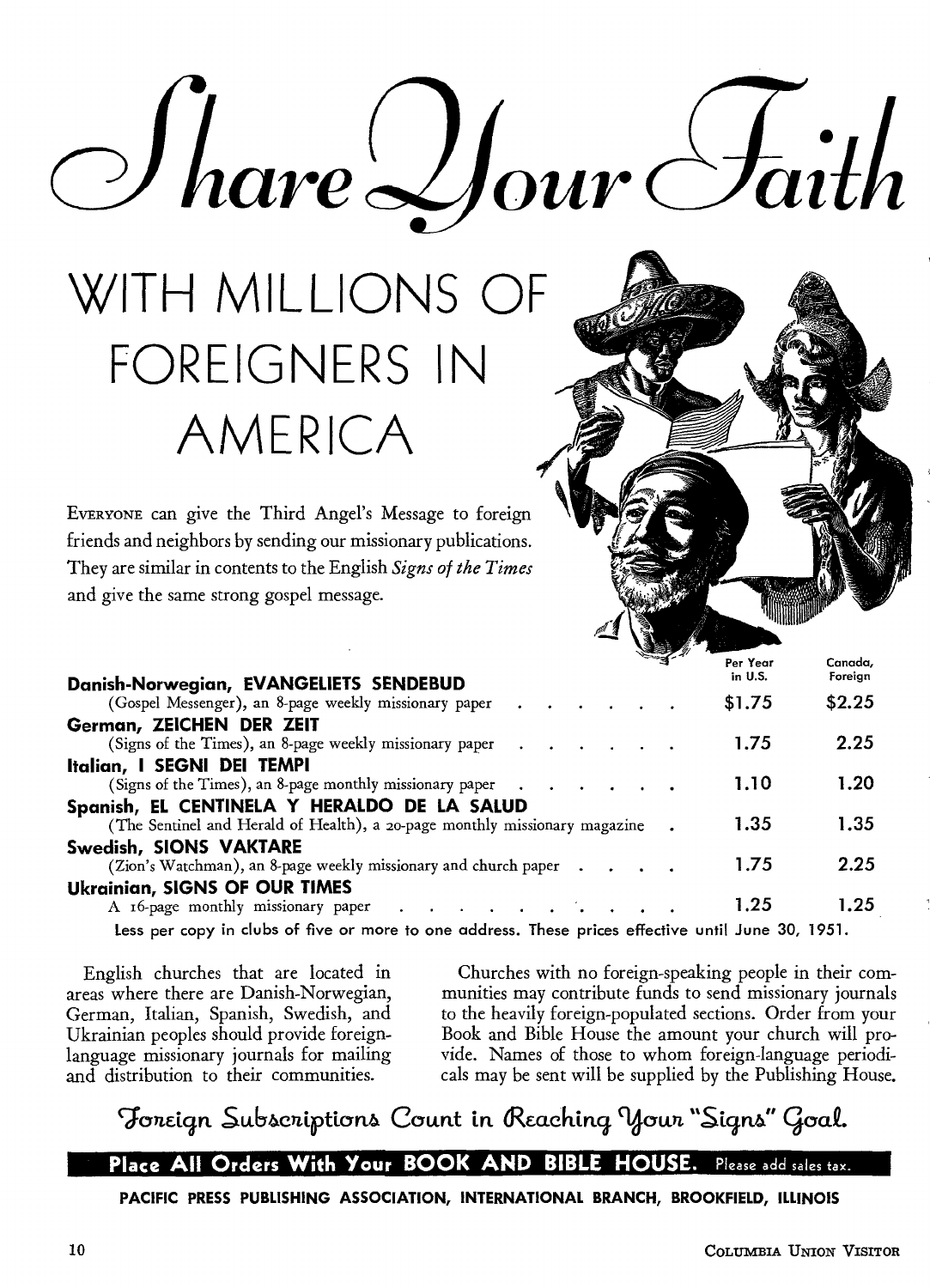# Share Your Faith

## WITH MILLIONS OF FOREIGNERS IN AMERICA

EVERYONE can give the Third Angel's Message to foreign friends and neighbors by sending our missionary publications. They are similar in contents to the English *Signs of the Times* and give the same strong gospel message.

| | Per Year in U.S. | Canada, Foreign |
|---|---|---|
| **Danish-Norwegian, EVANGELIETS SENDEBUD** (Gospel Messenger), an 8-page weekly missionary paper | $1.75 | $2.25 |
| **German, ZEICHEN DER ZEIT** (Signs of the Times), an 8-page weekly missionary paper | 1.75 | 2.25 |
| **Italian, I SEGNI DEI TEMPI** (Signs of the Times), an 8-page monthly missionary paper | 1.10 | 1.20 |
| **Spanish, EL CENTINELA Y HERALDO DE LA SALUD** (The Sentinel and Herald of Health), a 20-page monthly missionary magazine | 1.35 | 1.35 |
| **Swedish, SIONS VAKTARE** (Zion's Watchman), an 8-page weekly missionary and church paper | 1.75 | 2.25 |
| **Ukrainian, SIGNS OF OUR TIMES** A 16-page monthly missionary paper | 1.25 | 1.25 |

Less per copy in clubs of five or more to one address. These prices effective until June 30, 1951.

English churches that are located in areas where there are Danish-Norwegian, German, Italian, Spanish, Swedish, and Ukrainian peoples should provide foreign-language missionary journals for mailing and distribution to their communities.

Churches with no foreign-speaking people in their communities may contribute funds to send missionary journals to the heavily foreign-populated sections. Order from your Book and Bible House the amount your church will provide. Names of those to whom foreign-language periodicals may be sent will be supplied by the Publishing House.

**Foreign Subscriptions Count in Reaching Your "Signs" Goal.**

**Place All Orders With Your BOOK AND BIBLE HOUSE.** Please add sales tax.

**PACIFIC PRESS PUBLISHING ASSOCIATION, INTERNATIONAL BRANCH, BROOKFIELD, ILLINOIS**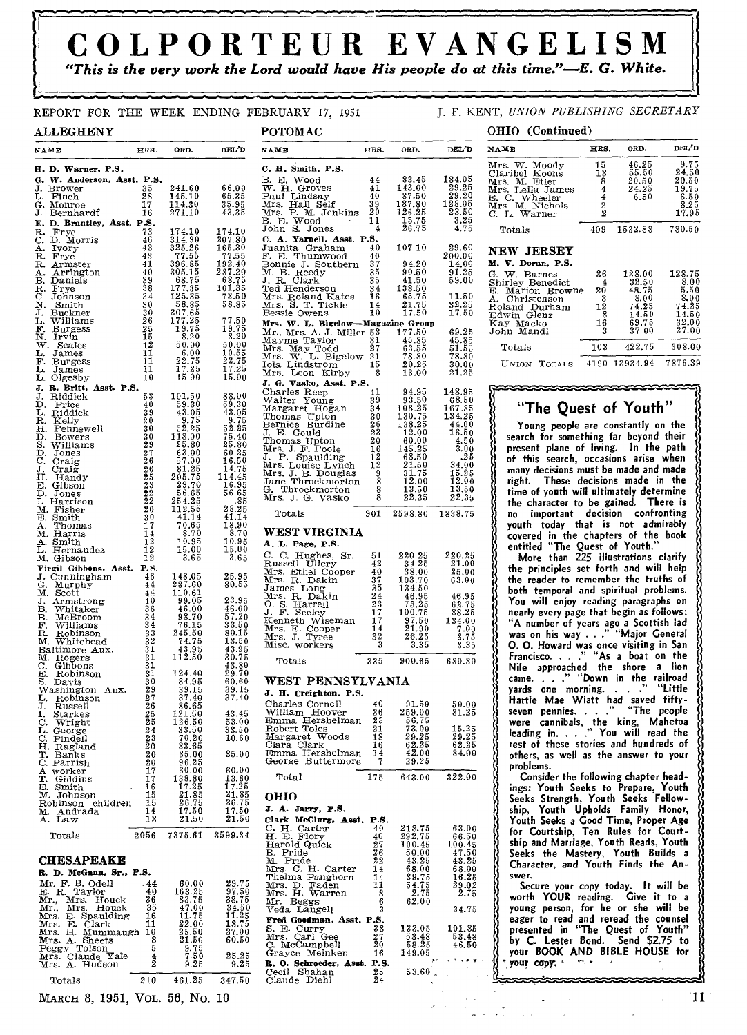# COLPORTEUR EVANGELISM

*"This is the very work the Lord would have His people do at this time."—E. G. White.*

REPORT FOR THE WEEK ENDING FEBRUARY 17, 1951 — J. F. KENT, *UNION PUBLISHING SECRETARY*

## ALLEGHENY

| NAME | HRS. | ORD. | DEL'D |
|---|---|---|---|
| **H. D. Warner, P.S.** | | | |
| **G. W. Anderson, Asst. P.S.** | | | |
| J. Brower | 35 | 241.60 | 66.00 |
| L. Finch | 28 | 145.10 | 65.35 |
| G. Monroe | 17 | 114.30 | 35.95 |
| J. Bernhardt | 16 | 271.10 | 43.35 |
| **E. D. Brantley, Asst. P.S.** | | | |
| R. Frye | 73 | 174.10 | 174.10 |
| C. D. Morris | 46 | 214.90 | 207.80 |
| A. Ivory | 43 | 325.26 | 165.30 |
| R. Frye | 43 | 77.55 | 77.55 |
| R. Armster | 41 | 396.85 | 192.40 |
| A. Arrington | 40 | 305.15 | 287.20 |
| B. Daniels | 39 | 68.75 | 68.75 |
| R. Frye | 38 | 177.35 | 101.35 |
| C. Johnson | 34 | 125.35 | 73.50 |
| N. Smith | 30 | 58.85 | 58.85 |
| J. Buckner | 30 | 307.65 | |
| L. Williams | 26 | 177.25 | 77.50 |
| F. Burgess | 25 | 19.75 | 19.75 |
| N. Irvin | 15 | 8.20 | 8.20 |
| W. Scales | 12 | 50.00 | 50.00 |
| L. James | 11 | 6.00 | 10.55 |
| F. Burgess | 11 | 22.75 | 22.75 |
| L. James | 11 | 17.25 | 17.25 |
| L. Olgesby | 10 | 15.00 | 15.00 |
| **J. R. Britt, Asst. P.S.** | | | |
| J. Riddick | 53 | 101.50 | 88.00 |
| D. Price | 40 | 59.30 | 59.30 |
| L. Riddick | 39 | 43.05 | 43.05 |
| R. Kelly | 30 | 9.75 | 9.75 |
| H. Pennewell | 30 | 52.25 | 52.25 |
| D. Bowers | 30 | 118.00 | 75.40 |
| S. Williams | 29 | 25.80 | 25.80 |
| D. Jones | 27 | 63.00 | 60.25 |
| C. Craig | 26 | 57.00 | 16.50 |
| J. Craig | 26 | 81.25 | 14.75 |
| H. Handy | 25 | 205.75 | 114.45 |
| E. Gibson | 23 | 29.70 | 16.95 |
| D. Jones | 22 | 56.65 | 56.65 |
| I. Harrison | 22 | 254.25 | .85 |
| M. Fisher | 20 | 112.55 | 28.25 |
| E. Smith | 20 | 41.14 | 41.14 |
| A. Thomas | 17 | 70.65 | 18.90 |
| M. Harris | 14 | 8.70 | 8.70 |
| A. Smith | 12 | 10.95 | 10.95 |
| L. Hernandez | 12 | 15.00 | 15.00 |
| M. Gibson | 12 | 3.65 | 3.65 |
| **Virgil Gibbons, Asst. P.S.** | | | |
| J. Cunningham | 46 | 148.05 | 25.95 |
| G. Murphy | 44 | 287.60 | 80.55 |
| M. Scott | 44 | 110.61 | |
| J. Armstrong | 40 | 99.05 | 23.95 |
| B. Whitaker | 36 | 46.00 | 46.00 |
| B. McBroom | 34 | 98.70 | 57.20 |
| F. Williams | 34 | 76.15 | 33.50 |
| R. Robinson | 33 | 245.50 | 80.15 |
| M. Whitehead | 32 | 74.75 | 13.50 |
| Baltimore Aux. | 31 | 43.95 | 43.95 |
| M. Rogers | 31 | 112.50 | 30.75 |
| C. Gibbons | 31 | | 43.80 |
| E. Robinson | 31 | 124.40 | 29.70 |
| S. Davis | 30 | 84.95 | 60.60 |
| Washington Aux. | 29 | 39.15 | 39.15 |
| L. Robinson | 27 | 37.40 | 37.40 |
| J. Russell | 26 | 86.65 | |
| I. Starkes | 25 | 121.50 | 43.45 |
| C. Wright | 25 | 126.50 | 53.00 |
| L. George | 24 | 33.50 | 33.50 |
| C. Pindell | 23 | 70.20 | 10.60 |
| H. Ragland | 20 | 33.65 | |
| T. Banks | 20 | 35.00 | 35.00 |
| C. Parrish | 20 | 96.25 | |
| A worker | 17 | 60.00 | 60.00 |
| T. Giddins | 17 | 138.80 | 13.80 |
| E. Smith | 16 | 17.25 | 17.25 |
| M. Johnson | 15 | 21.85 | 21.85 |
| Robinson children | 15 | 26.75 | 26.75 |
| M. Andrada | 14 | 17.50 | 17.50 |
| A. Law | 13 | 21.50 | 21.50 |
| Totals | 2056 | 7375.61 | 3599.34 |

## CHESAPEAKE

| NAME | HRS. | ORD. | DEL'D |
|---|---|---|---|
| **R. D. McGann, Sr., P.S.** | | | |
| Mr. F. B. Odell | 44 | 60.00 | 29.75 |
| E. R. Taylor | 40 | 163.25 | 97.50 |
| Mr., Mrs. Houck | 36 | 83.75 | 38.75 |
| Mr., Mrs. Houck | 35 | 47.00 | 34.50 |
| Mrs. E. Spaulding | 16 | 11.75 | 11.25 |
| Mrs. E. Clark | 11 | 22.00 | 13.75 |
| Mrs. H. Mummaugh | 10 | 25.50 | 27.00 |
| Mrs. A. Sheets | 8 | 21.50 | 60.50 |
| Peggy Tolson | 5 | 9.75 | |
| Mrs. Claude Yale | 4 | 7.50 | 25.25 |
| Mrs. A. Hudson | 2 | 9.25 | 9.25 |
| Totals | 210 | 461.25 | 347.50 |

## POTOMAC

| NAME | HRS. | ORD. | DEL'D |
|---|---|---|---|
| **C. H. Smith, P.S.** | | | |
| B. E. Wood | 44 | 83.45 | 184.05 |
| W. H. Groves | 41 | 143.00 | 29.25 |
| Paul Lindsay | 40 | 87.50 | 29.20 |
| Mrs. Hall Self | 39 | 187.80 | 128.05 |
| Mrs. P. M. Jenkins | 20 | 126.25 | 23.50 |
| B. E. Wood | 11 | 15.75 | 3.25 |
| John S. Jones | 4 | 26.75 | 4.75 |
| **C. A. Yarnell, Asst. P.S.** | | | |
| Juanita Graham | 40 | 107.10 | 29.60 |
| F. E. Thumwood | 40 | | 200.00 |
| Bonnie J. Southern | 37 | 94.20 | 14.00 |
| M. B. Reedy | 35 | 90.50 | 91.25 |
| J. R. Clark | 35 | 41.50 | 59.00 |
| Ted Henderson | 34 | 138.50 | |
| Mrs. Roland Kates | 16 | 65.75 | 11.50 |
| Mrs. S. T. Tickle | 14 | 21.75 | 32.25 |
| Bessie Owens | 10 | 17.50 | 17.50 |
| **Mrs. W. L. Bigelow—Magazine Group** | | | |
| Mr., Mrs. A. J. Miller | 53 | 177.50 | 69.25 |
| Mayme Taylor | 31 | 45.85 | 45.85 |
| Mrs. May Todd | 27 | 63.55 | 51.55 |
| Mrs. W. L. Bigelow | 21 | 78.80 | 78.80 |
| Iola Lindstrom | 15 | 20.25 | 30.00 |
| Mrs. Leon Kirby | 8 | 13.00 | 21.25 |
| **J. G. Vasko, Asst. P.S.** | | | |
| Charles Reep | 41 | 94.95 | 148.95 |
| Walter Young | 39 | 93.50 | 68.50 |
| Margaret Hogan | 34 | 108.25 | 167.85 |
| Thomas Upton | 30 | 130.75 | 134.25 |
| Bernice Burdine | 26 | 138.25 | 44.00 |
| J. E. Gould | 23 | 12.00 | 16.50 |
| Thomas Upton | 20 | 60.00 | 4.50 |
| Mrs. J. F. Poole | 16 | 145.25 | 3.00 |
| J. P. Spaulding | 12 | 68.50 | .25 |
| Mrs. Louise Lynch | 12 | 21.50 | 34.00 |
| Mrs. J. B. Douglas | 9 | 31.75 | 15.25 |
| Jane Throckmorton | 8 | 12.00 | 12.00 |
| G. Throckmorton | 8 | 13.50 | 13.50 |
| Mrs. J. G. Vasko | 8 | 22.35 | 22.35 |
| Totals | 901 | 2598.80 | 1838.75 |

## WEST VIRGINIA

| NAME | HRS. | ORD. | DEL'D |
|---|---|---|---|
| **A. L. Page, P.S.** | | | |
| C. C. Hughes, Sr. | 51 | 220.25 | 220.25 |
| Russell Ullery | 42 | 34.25 | 21.00 |
| Mrs. Ethel Cooper | 40 | 38.00 | 25.00 |
| Mrs. R. Dakin | 37 | 103.70 | 63.00 |
| James Long | 35 | 134.50 | |
| Mrs. R. Dakin | 24 | 46.95 | 46.95 |
| O. S. Harrell | 23 | 73.25 | 62.75 |
| J. F. Seeley | 17 | 100.75 | 88.25 |
| Kenneth Wiseman | 17 | 97.50 | 134.00 |
| Mrs. E. Cooper | 14 | 21.90 | 7.00 |
| Mrs. J. Tyree | 32 | 26.25 | 8.75 |
| Misc. workers | 3 | 3.35 | 3.35 |
| Totals | 335 | 900.65 | 680.30 |

## WEST PENNSYLVANIA

| NAME | HRS. | ORD. | DEL'D |
|---|---|---|---|
| **J. H. Creighton, P.S.** | | | |
| Charles Cornell | 40 | 91.50 | 50.00 |
| William Hoover | 36 | 259.00 | 81.25 |
| Emma Hershelman | 23 | 56.75 | |
| Robert Toles | 21 | 73.00 | 15.25 |
| Margaret Woods | 18 | 29.25 | 29.25 |
| Clara Clark | 16 | 62.25 | 62.25 |
| Emma Hershelman | 14 | 42.00 | 84.00 |
| George Buttermore | 7 | 29.25 | |
| Total | 175 | 643.00 | 322.00 |

## OHIO

| NAME | HRS. | ORD. | DEL'D |
|---|---|---|---|
| **J. A. Jarry, P.S.** | | | |
| **Clark McClurg, Asst. P.S.** | | | |
| C. H. Carter | 40 | 218.75 | 63.00 |
| H. E. Flory | 40 | 292.75 | 66.50 |
| Harold Quick | 27 | 100.45 | 100.45 |
| B. Pride | 26 | 50.00 | 47.50 |
| M. Pride | 22 | 43.25 | 43.25 |
| Mrs. C. H. Carter | 14 | 68.00 | 68.00 |
| Thelma Pangborn | 14 | 39.75 | 16.25 |
| Mrs. D. Faden | 11 | 54.75 | 29.02 |
| Mrs. H. Warren | 8 | 2.75 | 2.75 |
| Mr. Beggs | 6 | 62.00 | |
| Veda Langell | 3 | | 34.75 |
| **Fred Goodman, Asst. P.S.** | | | |
| S. E. Curry | 38 | 133.05 | 101.85 |
| Mrs. Carl Gee | 27 | 53.48 | 53.48 |
| C. McCampbell | 20 | 56.25 | 46.50 |
| Grayce Meinken | 16 | 149.05 | |
| **R. O. Schroeder, Asst. P.S.** | | | |
| Cecil Shahan | 25 | 53.60 | |
| Claude Diehl | 24 | | |

## OHIO (Continued)

| NAME | HRS. | ORD. | DEL'D |
|---|---|---|---|
| Mrs. W. Moody | 15 | 46.25 | 9.75 |
| Claribel Koons | 13 | 55.50 | 24.50 |
| Mrs. M. Etler | 8 | 20.50 | 20.50 |
| Mrs. Leila James | 4 | 24.25 | 19.75 |
| E. C. Wheeler | 4 | 6.50 | 6.50 |
| Mrs. M. Nichols | 2 | | 8.25 |
| C. L. Warner | 2 | | 17.95 |
| Totals | 409 | 1532.88 | 780.50 |

## NEW JERSEY

| NAME | HRS. | ORD. | DEL'D |
|---|---|---|---|
| **M. V. Doran, P.S.** | | | |
| G. W. Barnes | 36 | 138.00 | 128.75 |
| Shirley Benedict | 4 | 32.50 | 8.00 |
| E. Marion Browne | 20 | 48.75 | 5.50 |
| A. Christenson | 3 | 8.00 | 8.00 |
| Roland Durham | 12 | 74.25 | 74.25 |
| Edwin Glenz | 8 | 14.50 | 14.50 |
| Kay Macko | 16 | 69.75 | 32.00 |
| John Mandl | 3 | 37.00 | 37.00 |
| Totals | 103 | 422.75 | 308.00 |
| UNION TOTALS | 4190 | 13934.94 | 7876.39 |

## "The Quest of Youth"

Young people are constantly on the search for something far beyond their present plane of living. In the path of this search, occasions arise when many decisions must be made and made right. These decisions made in the time of youth will ultimately determine the character to be gained. There is no important decision confronting youth today that is not admirably covered in the chapters of the book entitled "The Quest of Youth."

More than 225 illustrations clarify the principles set forth and will help the reader to remember the truths of both temporal and spiritual problems. You will enjoy reading paragraphs on nearly every page that begin as follows: "A number of years ago a Scottish lad was on his way . . ." "Major General O. O. Howard was once visiting in San Francisco. . . ." "As a boat on the Nile approached the shore a lion came. . . ." "Down in the railroad yards one morning. . . ." "Little Hattie Mae Wiatt had saved fifty-seven pennies. . . ." "The people were cannibals, the king, Mahetoa leading in. . . ." You will read the rest of these stories and hundreds of others, as well as the answer to your problems.

Consider the following chapter headings: Youth Seeks to Prepare, Youth Seeks Strength, Youth Seeks Fellowship, Youth Upholds Family Honor, Youth Seeks a Good Time, Proper Age for Courtship, Ten Rules for Courtship and Marriage, Youth Reads, Youth Seeks the Mastery, Youth Builds a Character, and Youth Finds the Answer.

Secure your copy today. It will be worth YOUR reading. Give it to a young person, for he or she will be eager to read and reread the counsel presented in "The Quest of Youth" by C. Lester Bond. Send $2.75 to your BOOK AND BIBLE HOUSE for your copy.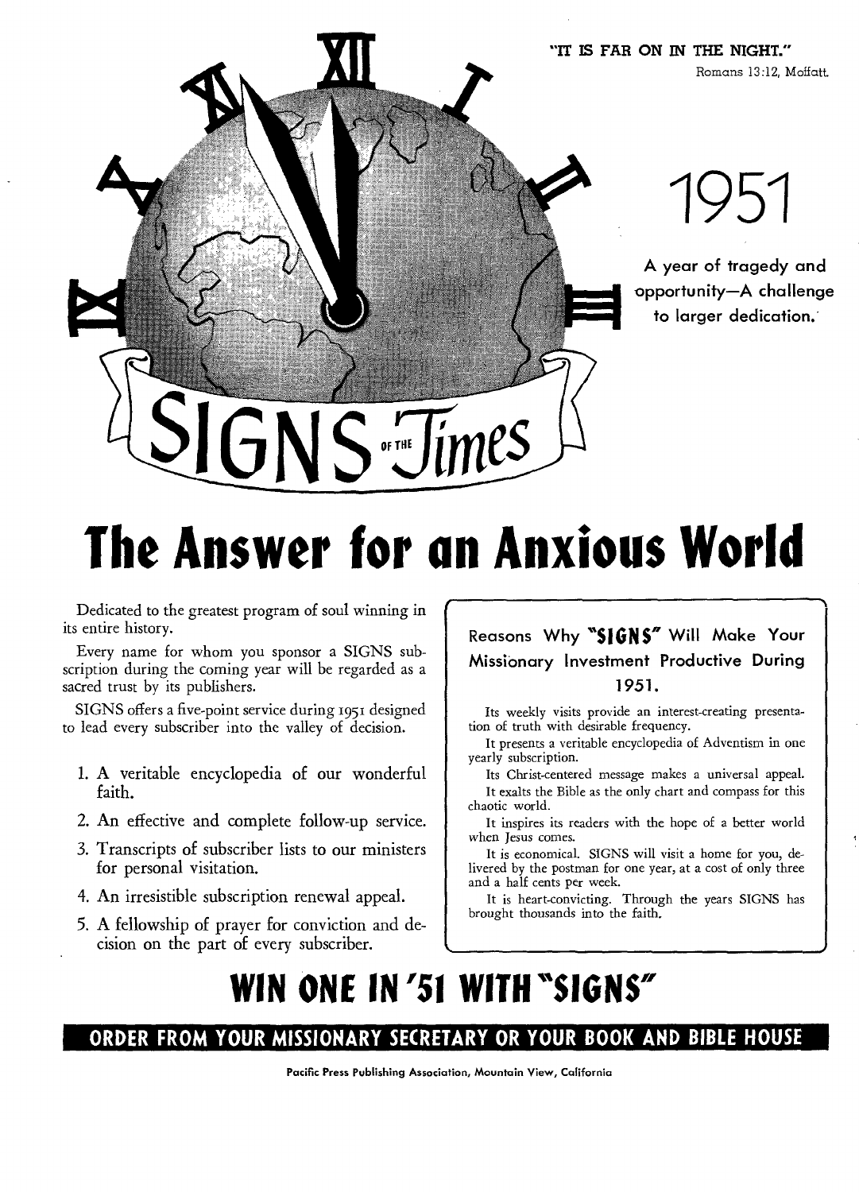"IT IS FAR ON IN THE NIGHT."
Romans 13:12, Moffatt.

SIGNS OF THE Times

# 1951

A year of tragedy and opportunity—A challenge to larger dedication.

# The Answer for an Anxious World

Dedicated to the greatest program of soul winning in its entire history.

Every name for whom you sponsor a SIGNS subscription during the coming year will be regarded as a sacred trust by its publishers.

SIGNS offers a five-point service during 1951 designed to lead every subscriber into the valley of decision.

1. A veritable encyclopedia of our wonderful faith.
2. An effective and complete follow-up service.
3. Transcripts of subscriber lists to our ministers for personal visitation.
4. An irresistible subscription renewal appeal.
5. A fellowship of prayer for conviction and decision on the part of every subscriber.

### Reasons Why "SIGNS" Will Make Your Missionary Investment Productive During 1951.

Its weekly visits provide an interest-creating presentation of truth with desirable frequency.

It presents a veritable encyclopedia of Adventism in one yearly subscription.

Its Christ-centered message makes a universal appeal.

It exalts the Bible as the only chart and compass for this chaotic world.

It inspires its readers with the hope of a better world when Jesus comes.

It is economical. SIGNS will visit a home for you, delivered by the postman for one year, at a cost of only three and a half cents per week.

It is heart-convicting. Through the years SIGNS has brought thousands into the faith.

## WIN ONE IN '51 WITH "SIGNS"

**ORDER FROM YOUR MISSIONARY SECRETARY OR YOUR BOOK AND BIBLE HOUSE**

Pacific Press Publishing Association, Mountain View, California